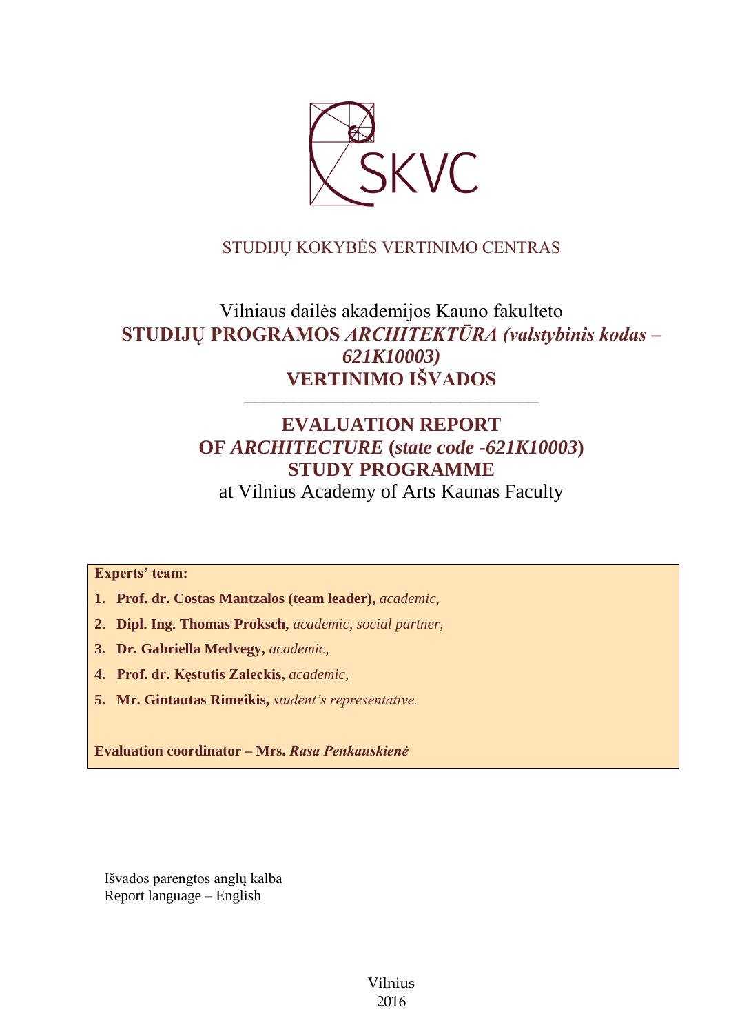STUDIJŲ KOKYBĖS VERTINIMO CENTRAS

# Vilniaus dailės akademijos Kauno fakulteto
# STUDIJŲ PROGRAMOS *ARCHITEKTŪRA (valstybinis kodas – 621K10003)*
# VERTINIMO IŠVADOS

---

# EVALUATION REPORT
# OF *ARCHITECTURE* (*state code -621K10003*)
# STUDY PROGRAMME
at Vilnius Academy of Arts Kaunas Faculty

**Experts' team:**

1. **Prof. dr. Costas Mantzalos (team leader),** *academic,*
2. **Dipl. Ing. Thomas Proksch,** *academic, social partner,*
3. **Dr. Gabriella Medvegy,** *academic,*
4. **Prof. dr. Kęstutis Zaleckis,** *academic,*
5. **Mr. Gintautas Rimeikis,** *student's representative.*

**Evaluation coordinator – Mrs.** ***Rasa Penkauskienė***

Išvados parengtos anglų kalba
Report language – English

Vilnius
2016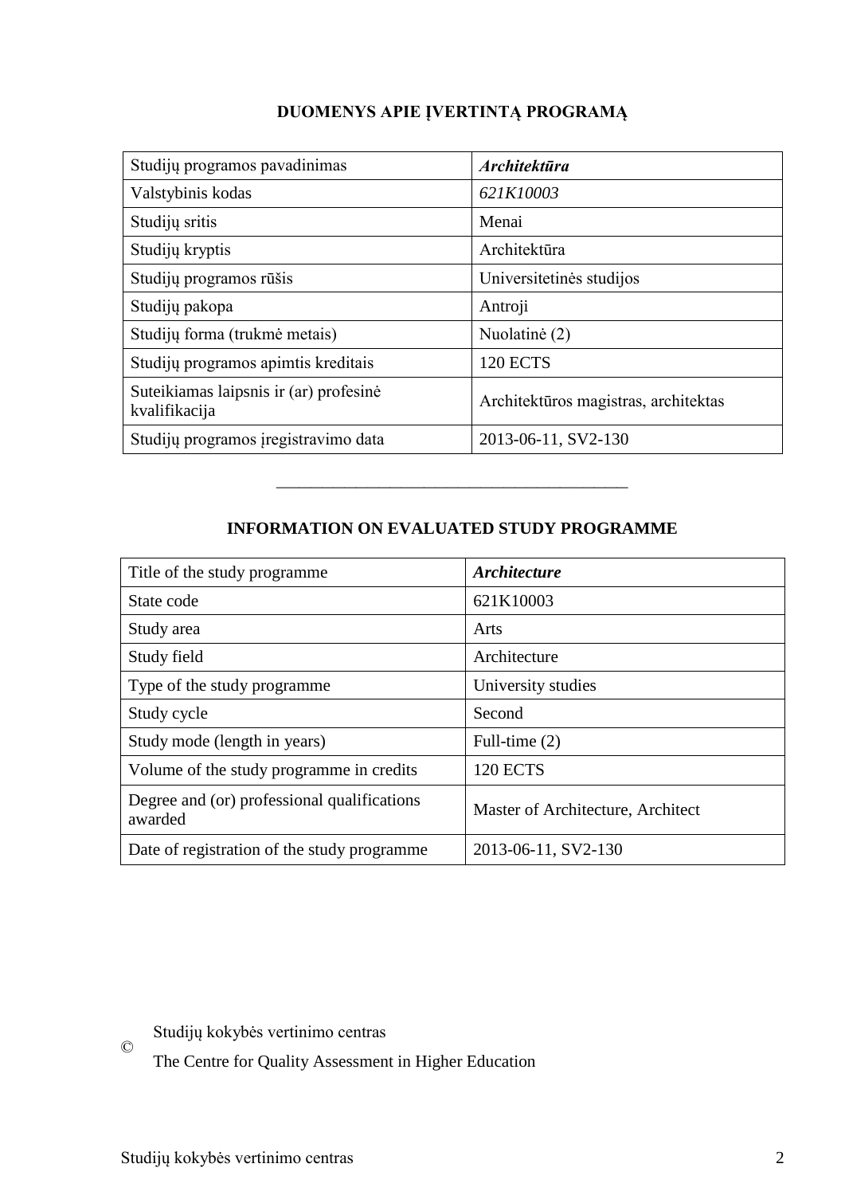## DUOMENYS APIE ĮVERTINTĄ PROGRAMĄ

| Studijų programos pavadinimas | ***Architektūra*** |
|---|---|
| Valstybinis kodas | *621K10003* |
| Studijų sritis | Menai |
| Studijų kryptis | Architektūra |
| Studijų programos rūšis | Universitetinės studijos |
| Studijų pakopa | Antroji |
| Studijų forma (trukmė metais) | Nuolatinė (2) |
| Studijų programos apimtis kreditais | 120 ECTS |
| Suteikiamas laipsnis ir (ar) profesinė kvalifikacija | Architektūros magistras, architektas |
| Studijų programos įregistravimo data | 2013-06-11, SV2-130 |

---

## INFORMATION ON EVALUATED STUDY PROGRAMME

| Title of the study programme | ***Architecture*** |
|---|---|
| State code | 621K10003 |
| Study area | Arts |
| Study field | Architecture |
| Type of the study programme | University studies |
| Study cycle | Second |
| Study mode (length in years) | Full-time (2) |
| Volume of the study programme in credits | 120 ECTS |
| Degree and (or) professional qualifications awarded | Master of Architecture, Architect |
| Date of registration of the study programme | 2013-06-11, SV2-130 |

© Studijų kokybės vertinimo centras
The Centre for Quality Assessment in Higher Education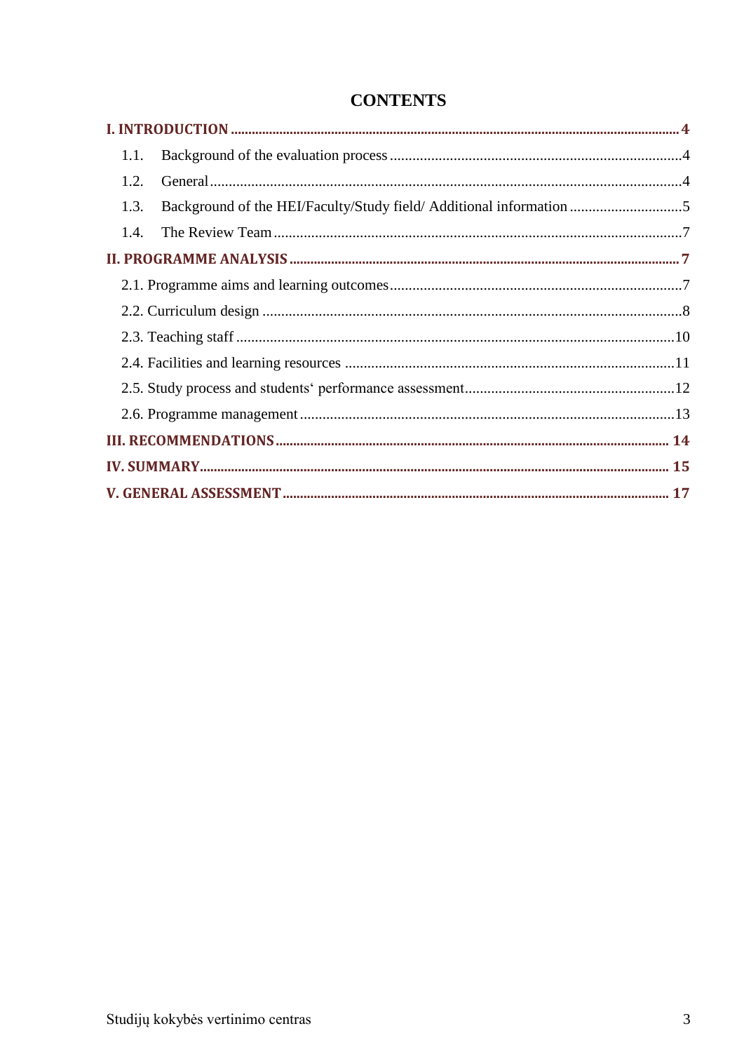# CONTENTS

**I. INTRODUCTION** .......... **4**

1.1. Background of the evaluation process .......... 4

1.2. General .......... 4

1.3. Background of the HEI/Faculty/Study field/ Additional information .......... 5

1.4. The Review Team .......... 7

**II. PROGRAMME ANALYSIS** .......... **7**

2.1. Programme aims and learning outcomes .......... 7

2.2. Curriculum design .......... 8

2.3. Teaching staff .......... 10

2.4. Facilities and learning resources .......... 11

2.5. Study process and students‘ performance assessment .......... 12

2.6. Programme management .......... 13

**III. RECOMMENDATIONS** .......... **14**

**IV. SUMMARY** .......... **15**

**V. GENERAL ASSESSMENT** .......... **17**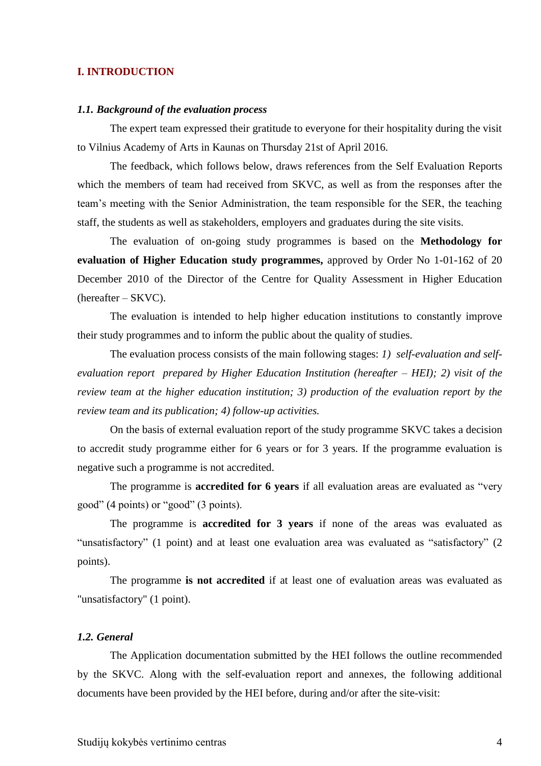## I. INTRODUCTION

### *1.1. Background of the evaluation process*

The expert team expressed their gratitude to everyone for their hospitality during the visit to Vilnius Academy of Arts in Kaunas on Thursday 21st of April 2016.

The feedback, which follows below, draws references from the Self Evaluation Reports which the members of team had received from SKVC, as well as from the responses after the team's meeting with the Senior Administration, the team responsible for the SER, the teaching staff, the students as well as stakeholders, employers and graduates during the site visits.

The evaluation of on-going study programmes is based on the **Methodology for evaluation of Higher Education study programmes,** approved by Order No 1-01-162 of 20 December 2010 of the Director of the Centre for Quality Assessment in Higher Education (hereafter – SKVC).

The evaluation is intended to help higher education institutions to constantly improve their study programmes and to inform the public about the quality of studies.

The evaluation process consists of the main following stages: *1) self-evaluation and self-evaluation report prepared by Higher Education Institution (hereafter – HEI); 2) visit of the review team at the higher education institution; 3) production of the evaluation report by the review team and its publication; 4) follow-up activities.*

On the basis of external evaluation report of the study programme SKVC takes a decision to accredit study programme either for 6 years or for 3 years. If the programme evaluation is negative such a programme is not accredited.

The programme is **accredited for 6 years** if all evaluation areas are evaluated as "very good" (4 points) or "good" (3 points).

The programme is **accredited for 3 years** if none of the areas was evaluated as "unsatisfactory" (1 point) and at least one evaluation area was evaluated as "satisfactory" (2 points).

The programme **is not accredited** if at least one of evaluation areas was evaluated as "unsatisfactory" (1 point).

### *1.2. General*

The Application documentation submitted by the HEI follows the outline recommended by the SKVC. Along with the self-evaluation report and annexes, the following additional documents have been provided by the HEI before, during and/or after the site-visit: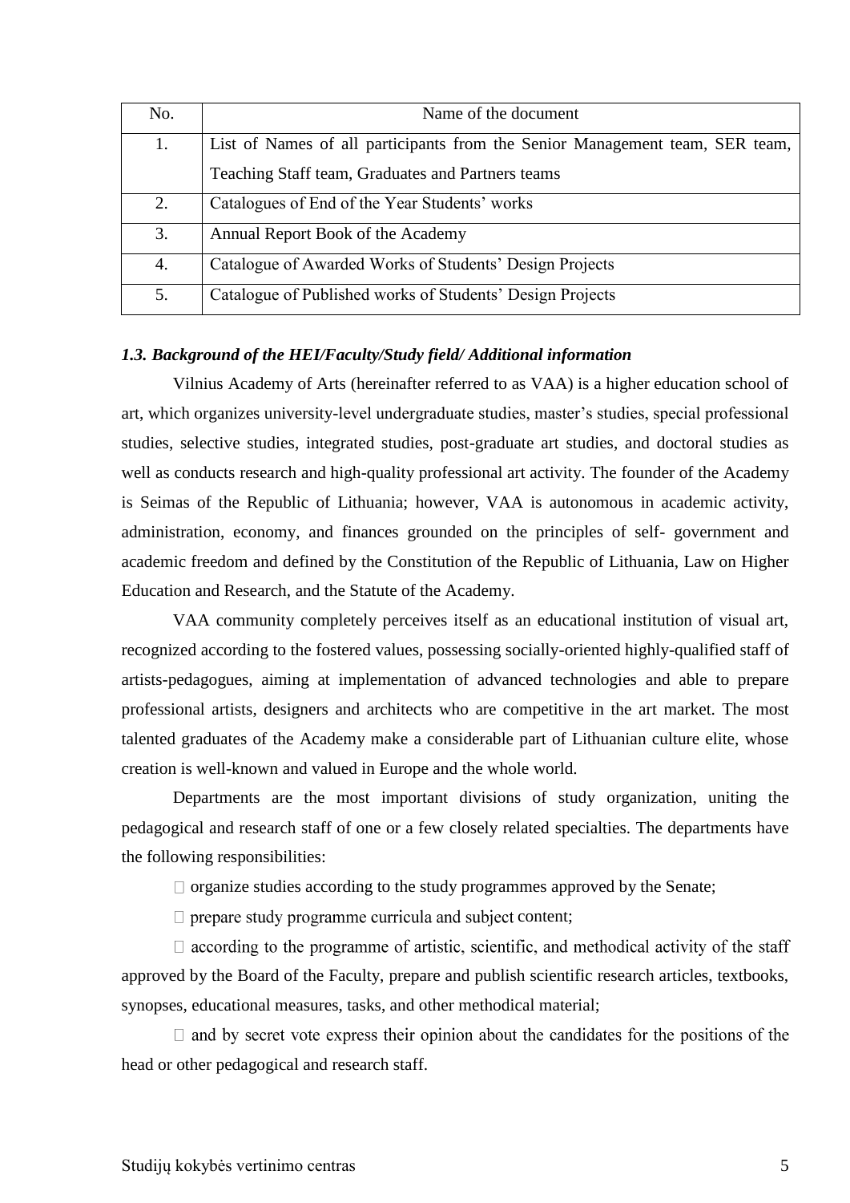| No. | Name of the document |
|---|---|
| 1. | List of Names of all participants from the Senior Management team, SER team, Teaching Staff team, Graduates and Partners teams |
| 2. | Catalogues of End of the Year Students' works |
| 3. | Annual Report Book of the Academy |
| 4. | Catalogue of Awarded Works of Students' Design Projects |
| 5. | Catalogue of Published works of Students' Design Projects |

### *1.3. Background of the HEI/Faculty/Study field/ Additional information*

Vilnius Academy of Arts (hereinafter referred to as VAA) is a higher education school of art, which organizes university-level undergraduate studies, master's studies, special professional studies, selective studies, integrated studies, post-graduate art studies, and doctoral studies as well as conducts research and high-quality professional art activity. The founder of the Academy is Seimas of the Republic of Lithuania; however, VAA is autonomous in academic activity, administration, economy, and finances grounded on the principles of self- government and academic freedom and defined by the Constitution of the Republic of Lithuania, Law on Higher Education and Research, and the Statute of the Academy.

VAA community completely perceives itself as an educational institution of visual art, recognized according to the fostered values, possessing socially-oriented highly-qualified staff of artists-pedagogues, aiming at implementation of advanced technologies and able to prepare professional artists, designers and architects who are competitive in the art market. The most talented graduates of the Academy make a considerable part of Lithuanian culture elite, whose creation is well-known and valued in Europe and the whole world.

Departments are the most important divisions of study organization, uniting the pedagogical and research staff of one or a few closely related specialties. The departments have the following responsibilities:

- organize studies according to the study programmes approved by the Senate;
- prepare study programme curricula and subject content;
- according to the programme of artistic, scientific, and methodical activity of the staff approved by the Board of the Faculty, prepare and publish scientific research articles, textbooks, synopses, educational measures, tasks, and other methodical material;
- and by secret vote express their opinion about the candidates for the positions of the head or other pedagogical and research staff.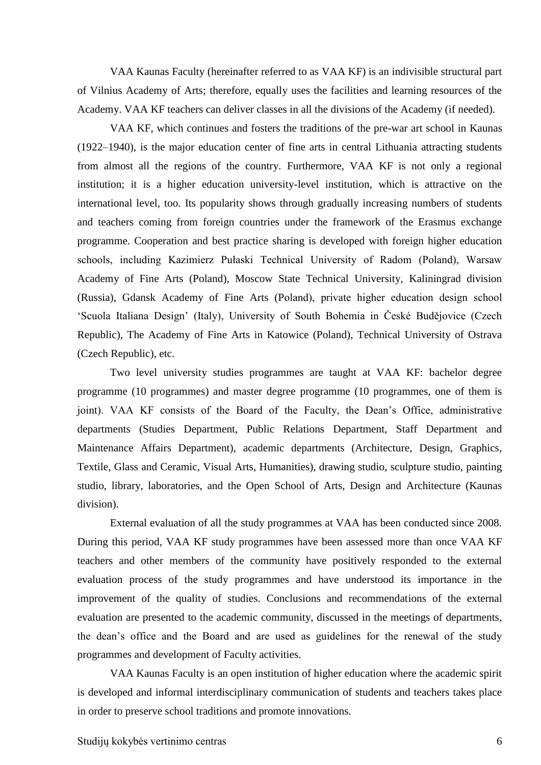VAA Kaunas Faculty (hereinafter referred to as VAA KF) is an indivisible structural part of Vilnius Academy of Arts; therefore, equally uses the facilities and learning resources of the Academy. VAA KF teachers can deliver classes in all the divisions of the Academy (if needed).

VAA KF, which continues and fosters the traditions of the pre-war art school in Kaunas (1922–1940), is the major education center of fine arts in central Lithuania attracting students from almost all the regions of the country. Furthermore, VAA KF is not only a regional institution; it is a higher education university-level institution, which is attractive on the international level, too. Its popularity shows through gradually increasing numbers of students and teachers coming from foreign countries under the framework of the Erasmus exchange programme. Cooperation and best practice sharing is developed with foreign higher education schools, including Kazimierz Pułaski Technical University of Radom (Poland), Warsaw Academy of Fine Arts (Poland), Moscow State Technical University, Kaliningrad division (Russia), Gdansk Academy of Fine Arts (Poland), private higher education design school 'Scuola Italiana Design' (Italy), University of South Bohemia in České Budějovice (Czech Republic), The Academy of Fine Arts in Katowice (Poland), Technical University of Ostrava (Czech Republic), etc.

Two level university studies programmes are taught at VAA KF: bachelor degree programme (10 programmes) and master degree programme (10 programmes, one of them is joint). VAA KF consists of the Board of the Faculty, the Dean's Office, administrative departments (Studies Department, Public Relations Department, Staff Department and Maintenance Affairs Department), academic departments (Architecture, Design, Graphics, Textile, Glass and Ceramic, Visual Arts, Humanities), drawing studio, sculpture studio, painting studio, library, laboratories, and the Open School of Arts, Design and Architecture (Kaunas division).

External evaluation of all the study programmes at VAA has been conducted since 2008. During this period, VAA KF study programmes have been assessed more than once VAA KF teachers and other members of the community have positively responded to the external evaluation process of the study programmes and have understood its importance in the improvement of the quality of studies. Conclusions and recommendations of the external evaluation are presented to the academic community, discussed in the meetings of departments, the dean's office and the Board and are used as guidelines for the renewal of the study programmes and development of Faculty activities.

VAA Kaunas Faculty is an open institution of higher education where the academic spirit is developed and informal interdisciplinary communication of students and teachers takes place in order to preserve school traditions and promote innovations.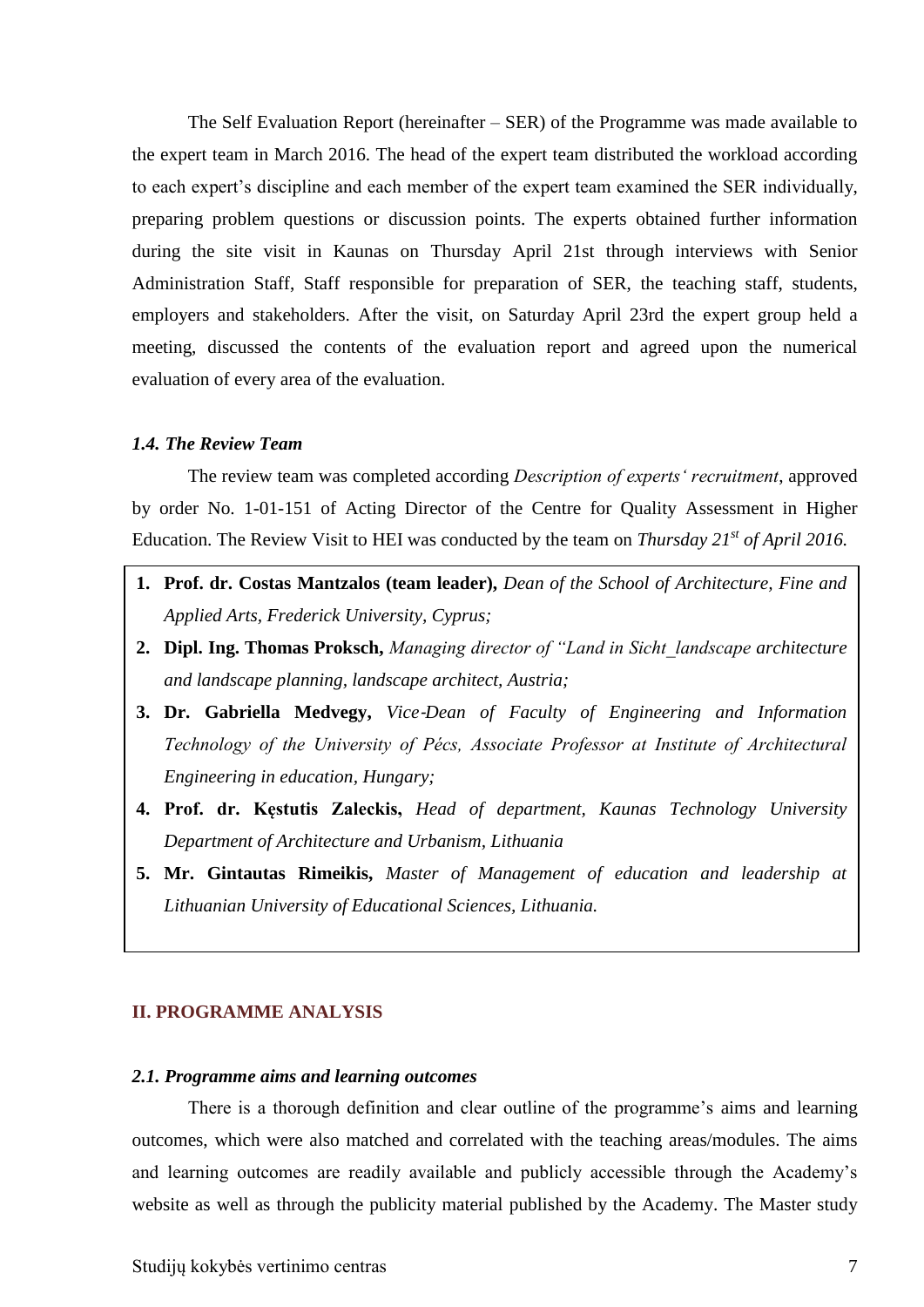The Self Evaluation Report (hereinafter – SER) of the Programme was made available to the expert team in March 2016. The head of the expert team distributed the workload according to each expert's discipline and each member of the expert team examined the SER individually, preparing problem questions or discussion points. The experts obtained further information during the site visit in Kaunas on Thursday April 21st through interviews with Senior Administration Staff, Staff responsible for preparation of SER, the teaching staff, students, employers and stakeholders. After the visit, on Saturday April 23rd the expert group held a meeting, discussed the contents of the evaluation report and agreed upon the numerical evaluation of every area of the evaluation.

### *1.4. The Review Team*

The review team was completed according *Description of experts' recruitment*, approved by order No. 1-01-151 of Acting Director of the Centre for Quality Assessment in Higher Education. The Review Visit to HEI was conducted by the team on *Thursday 21st of April 2016.*

1. **Prof. dr. Costas Mantzalos (team leader),** *Dean of the School of Architecture, Fine and Applied Arts, Frederick University, Cyprus;*
2. **Dipl. Ing. Thomas Proksch,** *Managing director of "Land in Sicht_landscape architecture and landscape planning, landscape architect, Austria;*
3. **Dr. Gabriella Medvegy,** *Vice-Dean of Faculty of Engineering and Information Technology of the University of Pécs, Associate Professor at Institute of Architectural Engineering in education, Hungary;*
4. **Prof. dr. Kęstutis Zaleckis,** *Head of department, Kaunas Technology University Department of Architecture and Urbanism, Lithuania*
5. **Mr. Gintautas Rimeikis,** *Master of Management of education and leadership at Lithuanian University of Educational Sciences, Lithuania.*

## II. PROGRAMME ANALYSIS

### *2.1. Programme aims and learning outcomes*

There is a thorough definition and clear outline of the programme's aims and learning outcomes, which were also matched and correlated with the teaching areas/modules. The aims and learning outcomes are readily available and publicly accessible through the Academy's website as well as through the publicity material published by the Academy. The Master study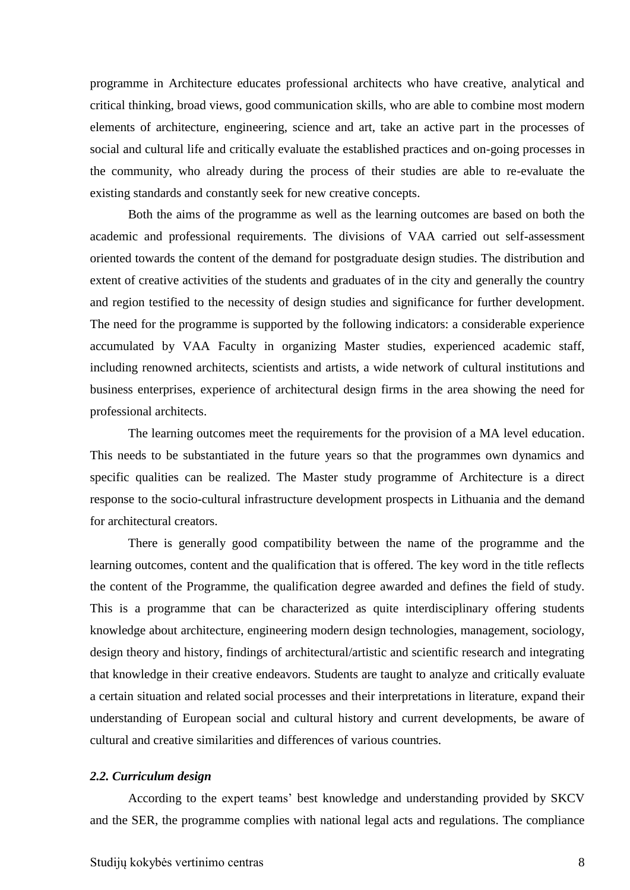programme in Architecture educates professional architects who have creative, analytical and critical thinking, broad views, good communication skills, who are able to combine most modern elements of architecture, engineering, science and art, take an active part in the processes of social and cultural life and critically evaluate the established practices and on-going processes in the community, who already during the process of their studies are able to re-evaluate the existing standards and constantly seek for new creative concepts.

Both the aims of the programme as well as the learning outcomes are based on both the academic and professional requirements. The divisions of VAA carried out self-assessment oriented towards the content of the demand for postgraduate design studies. The distribution and extent of creative activities of the students and graduates of in the city and generally the country and region testified to the necessity of design studies and significance for further development. The need for the programme is supported by the following indicators: a considerable experience accumulated by VAA Faculty in organizing Master studies, experienced academic staff, including renowned architects, scientists and artists, a wide network of cultural institutions and business enterprises, experience of architectural design firms in the area showing the need for professional architects.

The learning outcomes meet the requirements for the provision of a MA level education. This needs to be substantiated in the future years so that the programmes own dynamics and specific qualities can be realized. The Master study programme of Architecture is a direct response to the socio-cultural infrastructure development prospects in Lithuania and the demand for architectural creators.

There is generally good compatibility between the name of the programme and the learning outcomes, content and the qualification that is offered. The key word in the title reflects the content of the Programme, the qualification degree awarded and defines the field of study. This is a programme that can be characterized as quite interdisciplinary offering students knowledge about architecture, engineering modern design technologies, management, sociology, design theory and history, findings of architectural/artistic and scientific research and integrating that knowledge in their creative endeavors. Students are taught to analyze and critically evaluate a certain situation and related social processes and their interpretations in literature, expand their understanding of European social and cultural history and current developments, be aware of cultural and creative similarities and differences of various countries.

### *2.2. Curriculum design*

According to the expert teams' best knowledge and understanding provided by SKCV and the SER, the programme complies with national legal acts and regulations. The compliance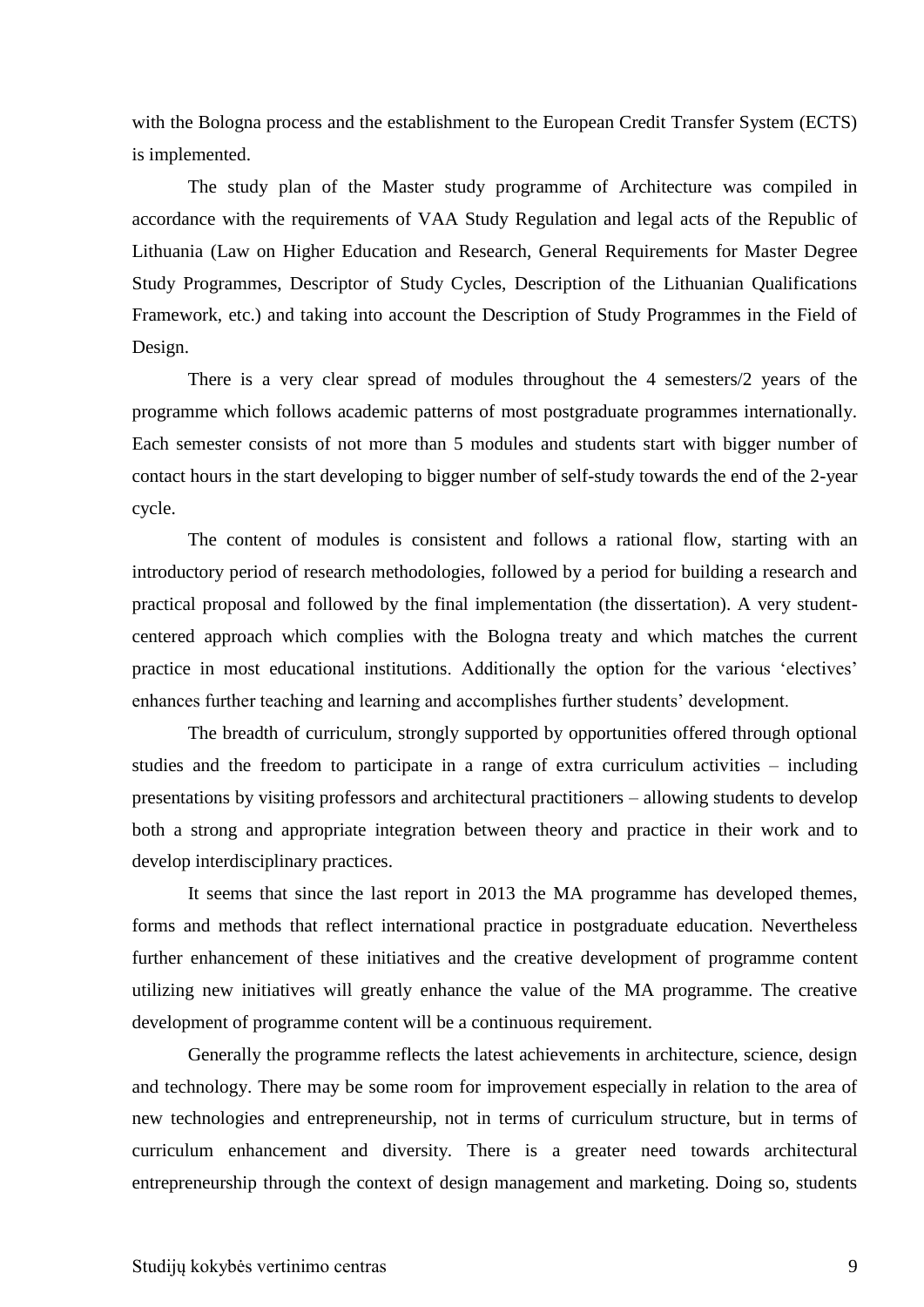with the Bologna process and the establishment to the European Credit Transfer System (ECTS) is implemented.

The study plan of the Master study programme of Architecture was compiled in accordance with the requirements of VAA Study Regulation and legal acts of the Republic of Lithuania (Law on Higher Education and Research, General Requirements for Master Degree Study Programmes, Descriptor of Study Cycles, Description of the Lithuanian Qualifications Framework, etc.) and taking into account the Description of Study Programmes in the Field of Design.

There is a very clear spread of modules throughout the 4 semesters/2 years of the programme which follows academic patterns of most postgraduate programmes internationally. Each semester consists of not more than 5 modules and students start with bigger number of contact hours in the start developing to bigger number of self-study towards the end of the 2-year cycle.

The content of modules is consistent and follows a rational flow, starting with an introductory period of research methodologies, followed by a period for building a research and practical proposal and followed by the final implementation (the dissertation). A very student-centered approach which complies with the Bologna treaty and which matches the current practice in most educational institutions. Additionally the option for the various 'electives' enhances further teaching and learning and accomplishes further students' development.

The breadth of curriculum, strongly supported by opportunities offered through optional studies and the freedom to participate in a range of extra curriculum activities – including presentations by visiting professors and architectural practitioners – allowing students to develop both a strong and appropriate integration between theory and practice in their work and to develop interdisciplinary practices.

It seems that since the last report in 2013 the MA programme has developed themes, forms and methods that reflect international practice in postgraduate education. Nevertheless further enhancement of these initiatives and the creative development of programme content utilizing new initiatives will greatly enhance the value of the MA programme. The creative development of programme content will be a continuous requirement.

Generally the programme reflects the latest achievements in architecture, science, design and technology. There may be some room for improvement especially in relation to the area of new technologies and entrepreneurship, not in terms of curriculum structure, but in terms of curriculum enhancement and diversity. There is a greater need towards architectural entrepreneurship through the context of design management and marketing. Doing so, students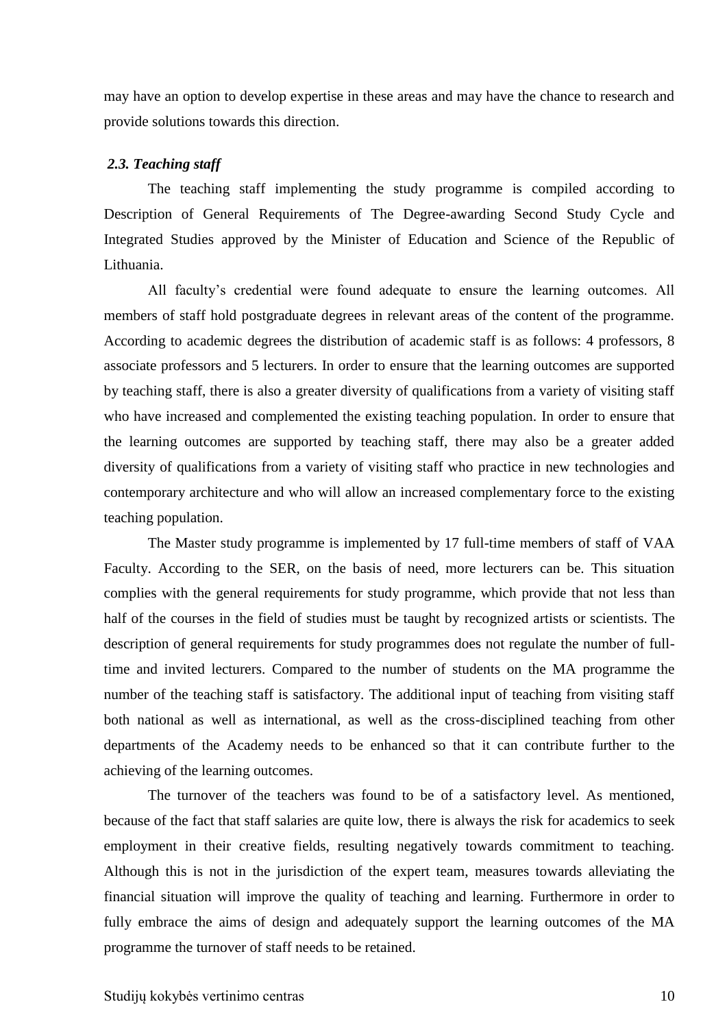may have an option to develop expertise in these areas and may have the chance to research and provide solutions towards this direction.

### *2.3. Teaching staff*

The teaching staff implementing the study programme is compiled according to Description of General Requirements of The Degree-awarding Second Study Cycle and Integrated Studies approved by the Minister of Education and Science of the Republic of Lithuania.

All faculty's credential were found adequate to ensure the learning outcomes. All members of staff hold postgraduate degrees in relevant areas of the content of the programme. According to academic degrees the distribution of academic staff is as follows: 4 professors, 8 associate professors and 5 lecturers. In order to ensure that the learning outcomes are supported by teaching staff, there is also a greater diversity of qualifications from a variety of visiting staff who have increased and complemented the existing teaching population. In order to ensure that the learning outcomes are supported by teaching staff, there may also be a greater added diversity of qualifications from a variety of visiting staff who practice in new technologies and contemporary architecture and who will allow an increased complementary force to the existing teaching population.

The Master study programme is implemented by 17 full-time members of staff of VAA Faculty. According to the SER, on the basis of need, more lecturers can be. This situation complies with the general requirements for study programme, which provide that not less than half of the courses in the field of studies must be taught by recognized artists or scientists. The description of general requirements for study programmes does not regulate the number of full-time and invited lecturers. Compared to the number of students on the MA programme the number of the teaching staff is satisfactory. The additional input of teaching from visiting staff both national as well as international, as well as the cross-disciplined teaching from other departments of the Academy needs to be enhanced so that it can contribute further to the achieving of the learning outcomes.

The turnover of the teachers was found to be of a satisfactory level. As mentioned, because of the fact that staff salaries are quite low, there is always the risk for academics to seek employment in their creative fields, resulting negatively towards commitment to teaching. Although this is not in the jurisdiction of the expert team, measures towards alleviating the financial situation will improve the quality of teaching and learning. Furthermore in order to fully embrace the aims of design and adequately support the learning outcomes of the MA programme the turnover of staff needs to be retained.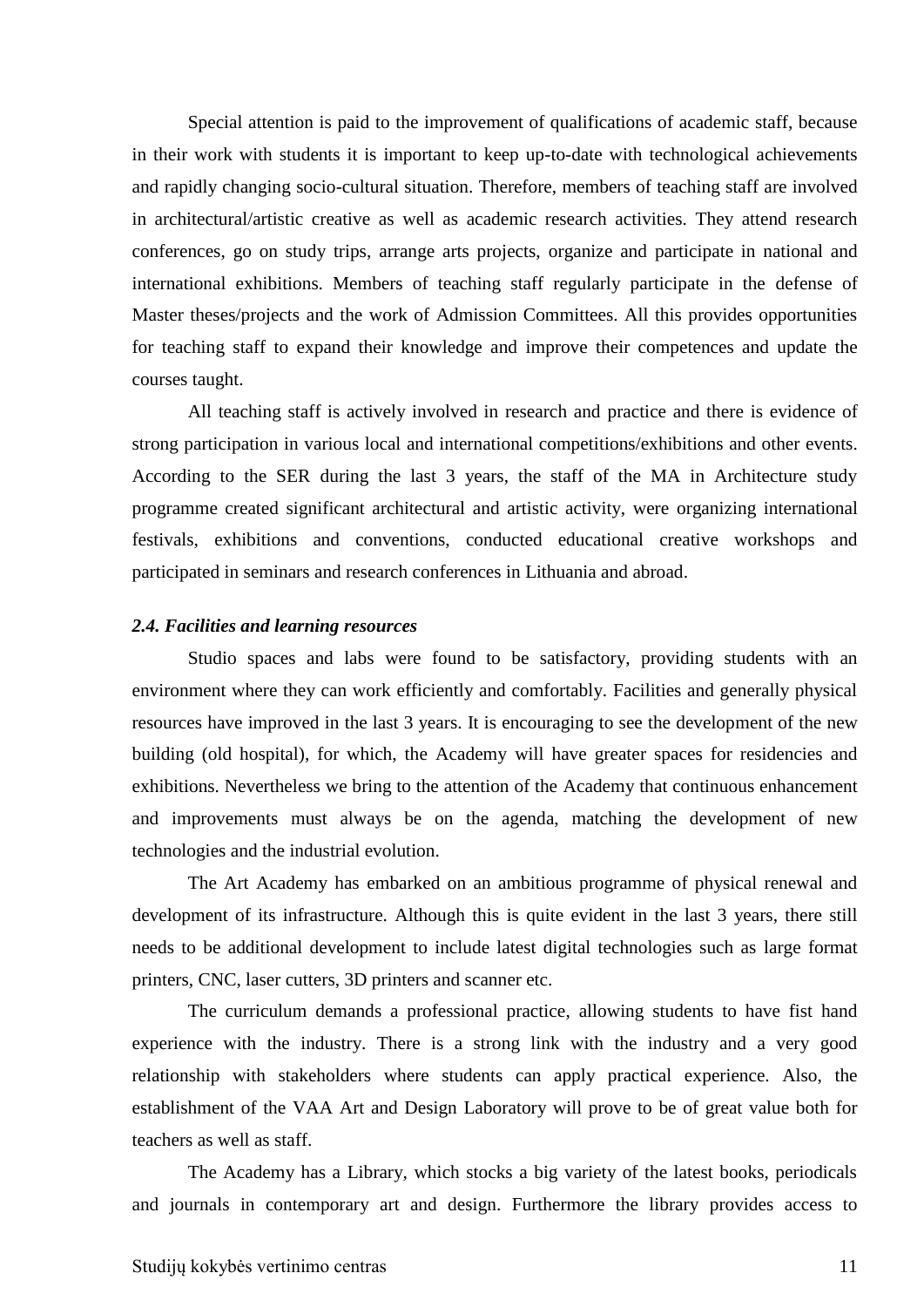Special attention is paid to the improvement of qualifications of academic staff, because in their work with students it is important to keep up-to-date with technological achievements and rapidly changing socio-cultural situation. Therefore, members of teaching staff are involved in architectural/artistic creative as well as academic research activities. They attend research conferences, go on study trips, arrange arts projects, organize and participate in national and international exhibitions. Members of teaching staff regularly participate in the defense of Master theses/projects and the work of Admission Committees. All this provides opportunities for teaching staff to expand their knowledge and improve their competences and update the courses taught.

All teaching staff is actively involved in research and practice and there is evidence of strong participation in various local and international competitions/exhibitions and other events. According to the SER during the last 3 years, the staff of the MA in Architecture study programme created significant architectural and artistic activity, were organizing international festivals, exhibitions and conventions, conducted educational creative workshops and participated in seminars and research conferences in Lithuania and abroad.

***2.4. Facilities and learning resources***

Studio spaces and labs were found to be satisfactory, providing students with an environment where they can work efficiently and comfortably. Facilities and generally physical resources have improved in the last 3 years. It is encouraging to see the development of the new building (old hospital), for which, the Academy will have greater spaces for residencies and exhibitions. Nevertheless we bring to the attention of the Academy that continuous enhancement and improvements must always be on the agenda, matching the development of new technologies and the industrial evolution.

The Art Academy has embarked on an ambitious programme of physical renewal and development of its infrastructure. Although this is quite evident in the last 3 years, there still needs to be additional development to include latest digital technologies such as large format printers, CNC, laser cutters, 3D printers and scanner etc.

The curriculum demands a professional practice, allowing students to have fist hand experience with the industry. There is a strong link with the industry and a very good relationship with stakeholders where students can apply practical experience. Also, the establishment of the VAA Art and Design Laboratory will prove to be of great value both for teachers as well as staff.

The Academy has a Library, which stocks a big variety of the latest books, periodicals and journals in contemporary art and design. Furthermore the library provides access to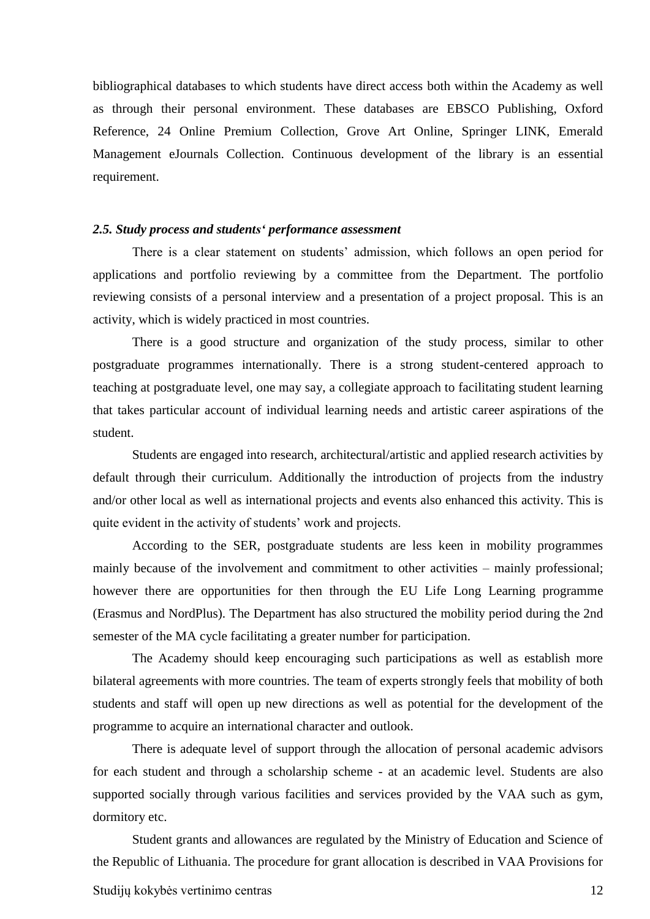bibliographical databases to which students have direct access both within the Academy as well as through their personal environment. These databases are EBSCO Publishing, Oxford Reference, 24 Online Premium Collection, Grove Art Online, Springer LINK, Emerald Management eJournals Collection. Continuous development of the library is an essential requirement.

### *2.5. Study process and students' performance assessment*

There is a clear statement on students' admission, which follows an open period for applications and portfolio reviewing by a committee from the Department. The portfolio reviewing consists of a personal interview and a presentation of a project proposal. This is an activity, which is widely practiced in most countries.

There is a good structure and organization of the study process, similar to other postgraduate programmes internationally. There is a strong student-centered approach to teaching at postgraduate level, one may say, a collegiate approach to facilitating student learning that takes particular account of individual learning needs and artistic career aspirations of the student.

Students are engaged into research, architectural/artistic and applied research activities by default through their curriculum. Additionally the introduction of projects from the industry and/or other local as well as international projects and events also enhanced this activity. This is quite evident in the activity of students' work and projects.

According to the SER, postgraduate students are less keen in mobility programmes mainly because of the involvement and commitment to other activities – mainly professional; however there are opportunities for then through the EU Life Long Learning programme (Erasmus and NordPlus). The Department has also structured the mobility period during the 2nd semester of the MA cycle facilitating a greater number for participation.

The Academy should keep encouraging such participations as well as establish more bilateral agreements with more countries. The team of experts strongly feels that mobility of both students and staff will open up new directions as well as potential for the development of the programme to acquire an international character and outlook.

There is adequate level of support through the allocation of personal academic advisors for each student and through a scholarship scheme - at an academic level. Students are also supported socially through various facilities and services provided by the VAA such as gym, dormitory etc.

Student grants and allowances are regulated by the Ministry of Education and Science of the Republic of Lithuania. The procedure for grant allocation is described in VAA Provisions for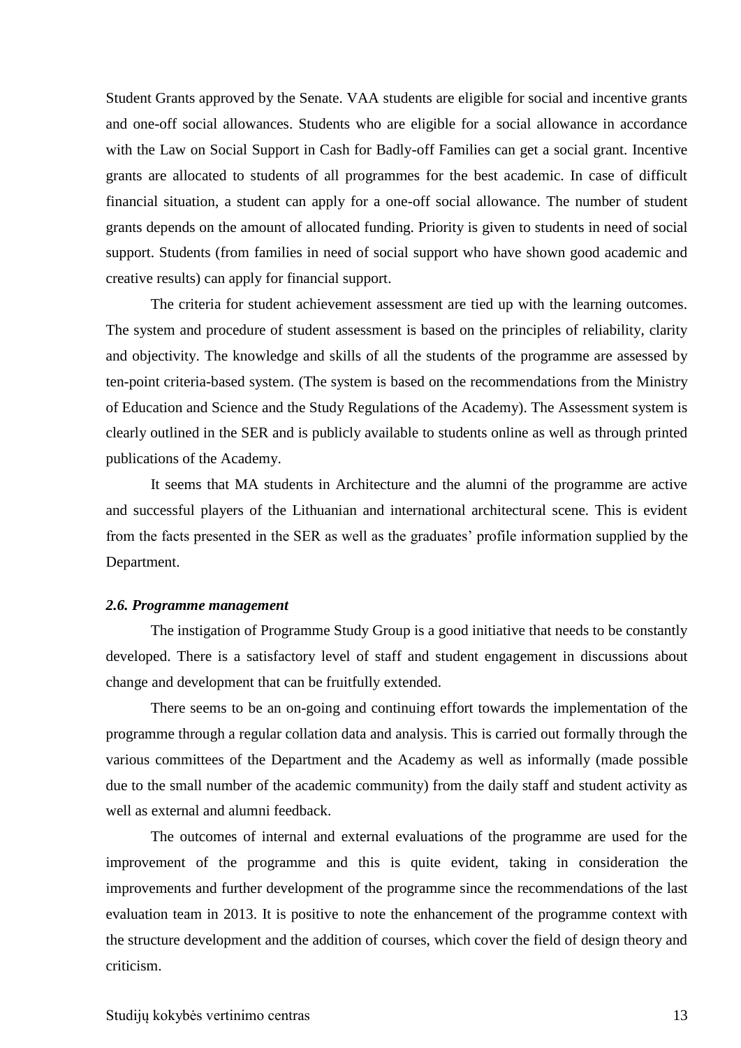Student Grants approved by the Senate. VAA students are eligible for social and incentive grants and one-off social allowances. Students who are eligible for a social allowance in accordance with the Law on Social Support in Cash for Badly-off Families can get a social grant. Incentive grants are allocated to students of all programmes for the best academic. In case of difficult financial situation, a student can apply for a one-off social allowance. The number of student grants depends on the amount of allocated funding. Priority is given to students in need of social support. Students (from families in need of social support who have shown good academic and creative results) can apply for financial support.

The criteria for student achievement assessment are tied up with the learning outcomes. The system and procedure of student assessment is based on the principles of reliability, clarity and objectivity. The knowledge and skills of all the students of the programme are assessed by ten-point criteria-based system. (The system is based on the recommendations from the Ministry of Education and Science and the Study Regulations of the Academy). The Assessment system is clearly outlined in the SER and is publicly available to students online as well as through printed publications of the Academy.

It seems that MA students in Architecture and the alumni of the programme are active and successful players of the Lithuanian and international architectural scene. This is evident from the facts presented in the SER as well as the graduates' profile information supplied by the Department.

***2.6. Programme management***

The instigation of Programme Study Group is a good initiative that needs to be constantly developed. There is a satisfactory level of staff and student engagement in discussions about change and development that can be fruitfully extended.

There seems to be an on-going and continuing effort towards the implementation of the programme through a regular collation data and analysis. This is carried out formally through the various committees of the Department and the Academy as well as informally (made possible due to the small number of the academic community) from the daily staff and student activity as well as external and alumni feedback.

The outcomes of internal and external evaluations of the programme are used for the improvement of the programme and this is quite evident, taking in consideration the improvements and further development of the programme since the recommendations of the last evaluation team in 2013. It is positive to note the enhancement of the programme context with the structure development and the addition of courses, which cover the field of design theory and criticism.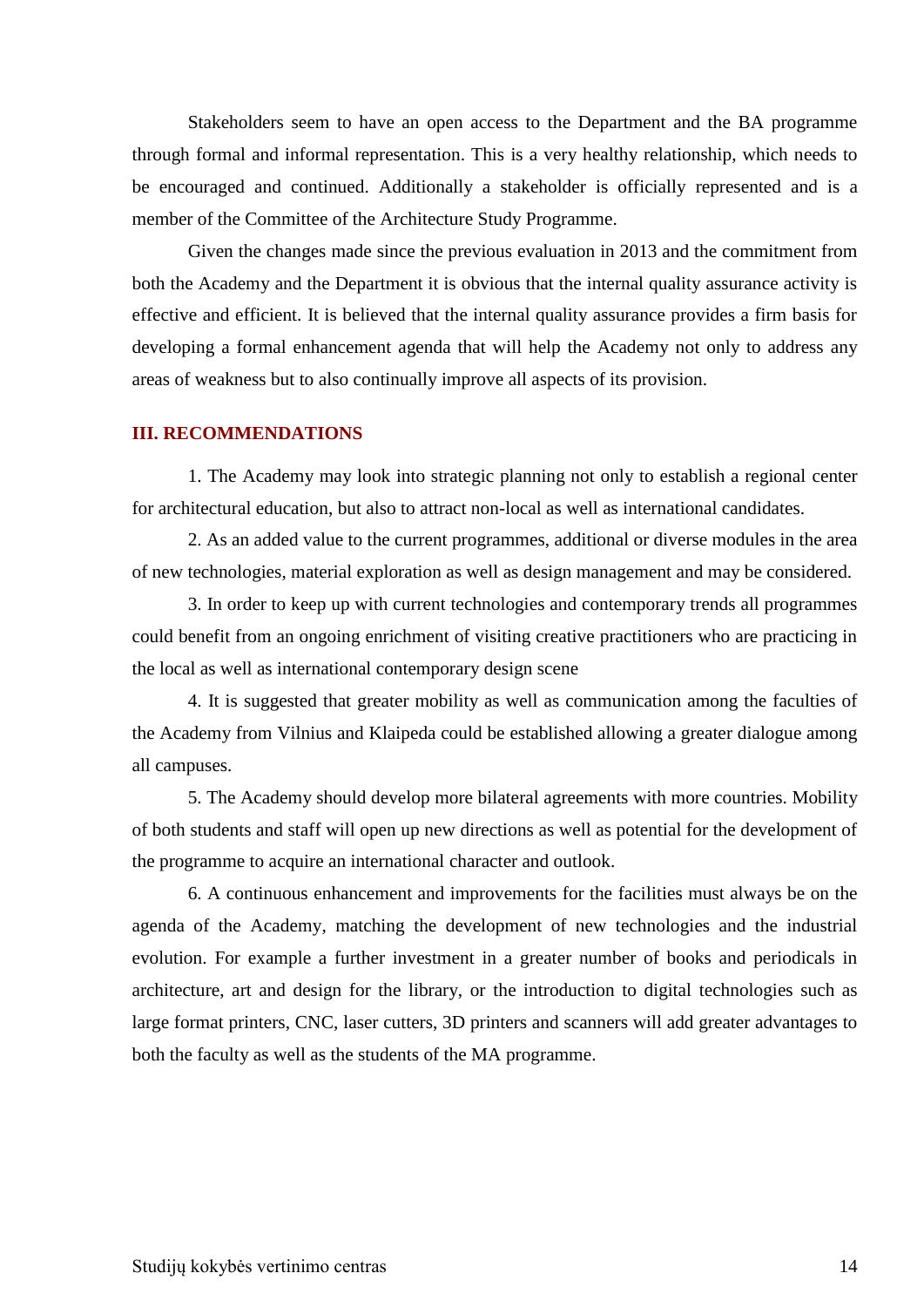Stakeholders seem to have an open access to the Department and the BA programme through formal and informal representation. This is a very healthy relationship, which needs to be encouraged and continued. Additionally a stakeholder is officially represented and is a member of the Committee of the Architecture Study Programme.

Given the changes made since the previous evaluation in 2013 and the commitment from both the Academy and the Department it is obvious that the internal quality assurance activity is effective and efficient. It is believed that the internal quality assurance provides a firm basis for developing a formal enhancement agenda that will help the Academy not only to address any areas of weakness but to also continually improve all aspects of its provision.

## III. RECOMMENDATIONS

1. The Academy may look into strategic planning not only to establish a regional center for architectural education, but also to attract non-local as well as international candidates.

2. As an added value to the current programmes, additional or diverse modules in the area of new technologies, material exploration as well as design management and may be considered.

3. In order to keep up with current technologies and contemporary trends all programmes could benefit from an ongoing enrichment of visiting creative practitioners who are practicing in the local as well as international contemporary design scene

4. It is suggested that greater mobility as well as communication among the faculties of the Academy from Vilnius and Klaipeda could be established allowing a greater dialogue among all campuses.

5. The Academy should develop more bilateral agreements with more countries. Mobility of both students and staff will open up new directions as well as potential for the development of the programme to acquire an international character and outlook.

6. A continuous enhancement and improvements for the facilities must always be on the agenda of the Academy, matching the development of new technologies and the industrial evolution. For example a further investment in a greater number of books and periodicals in architecture, art and design for the library, or the introduction to digital technologies such as large format printers, CNC, laser cutters, 3D printers and scanners will add greater advantages to both the faculty as well as the students of the MA programme.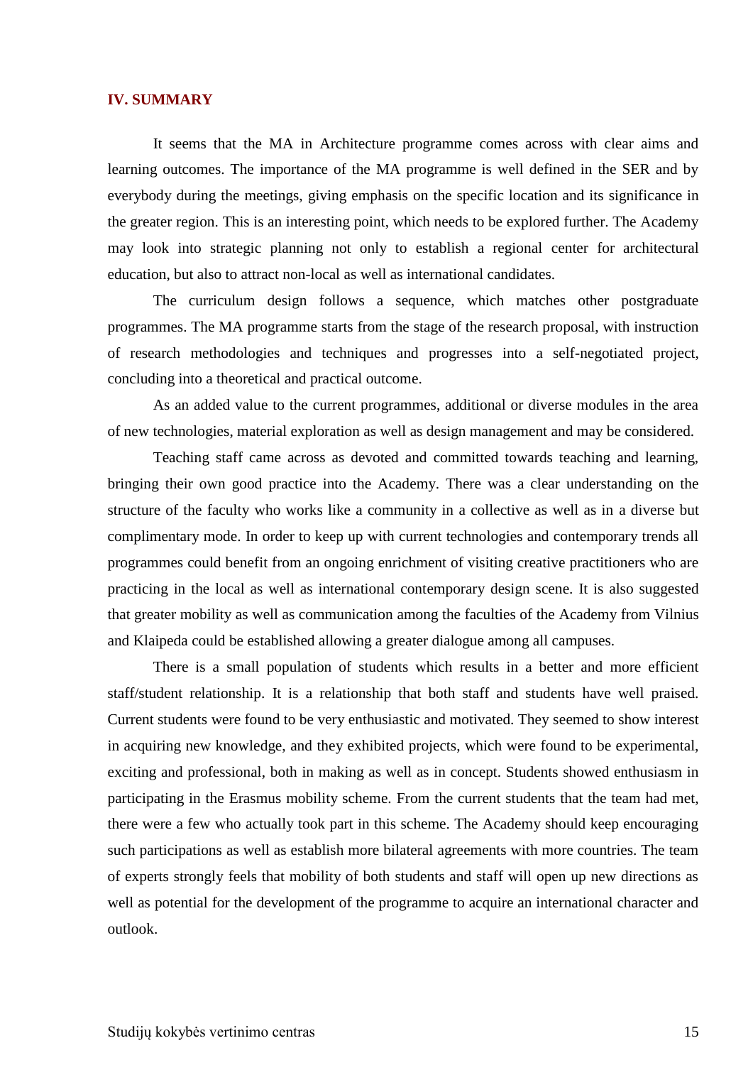## IV. SUMMARY

It seems that the MA in Architecture programme comes across with clear aims and learning outcomes. The importance of the MA programme is well defined in the SER and by everybody during the meetings, giving emphasis on the specific location and its significance in the greater region. This is an interesting point, which needs to be explored further. The Academy may look into strategic planning not only to establish a regional center for architectural education, but also to attract non-local as well as international candidates.

The curriculum design follows a sequence, which matches other postgraduate programmes. The MA programme starts from the stage of the research proposal, with instruction of research methodologies and techniques and progresses into a self-negotiated project, concluding into a theoretical and practical outcome.

As an added value to the current programmes, additional or diverse modules in the area of new technologies, material exploration as well as design management and may be considered.

Teaching staff came across as devoted and committed towards teaching and learning, bringing their own good practice into the Academy. There was a clear understanding on the structure of the faculty who works like a community in a collective as well as in a diverse but complimentary mode. In order to keep up with current technologies and contemporary trends all programmes could benefit from an ongoing enrichment of visiting creative practitioners who are practicing in the local as well as international contemporary design scene. It is also suggested that greater mobility as well as communication among the faculties of the Academy from Vilnius and Klaipeda could be established allowing a greater dialogue among all campuses.

There is a small population of students which results in a better and more efficient staff/student relationship. It is a relationship that both staff and students have well praised. Current students were found to be very enthusiastic and motivated. They seemed to show interest in acquiring new knowledge, and they exhibited projects, which were found to be experimental, exciting and professional, both in making as well as in concept. Students showed enthusiasm in participating in the Erasmus mobility scheme. From the current students that the team had met, there were a few who actually took part in this scheme. The Academy should keep encouraging such participations as well as establish more bilateral agreements with more countries. The team of experts strongly feels that mobility of both students and staff will open up new directions as well as potential for the development of the programme to acquire an international character and outlook.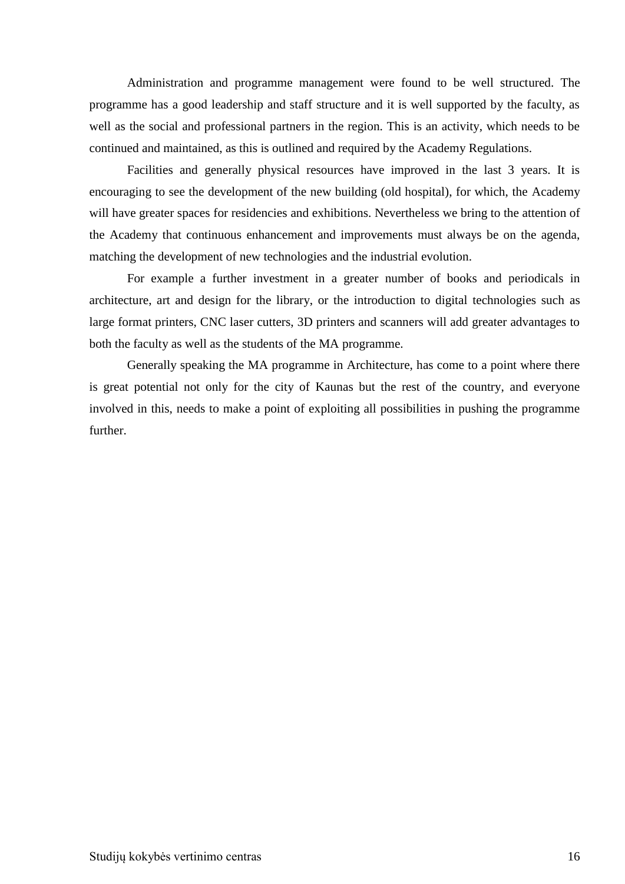Administration and programme management were found to be well structured. The programme has a good leadership and staff structure and it is well supported by the faculty, as well as the social and professional partners in the region. This is an activity, which needs to be continued and maintained, as this is outlined and required by the Academy Regulations.

Facilities and generally physical resources have improved in the last 3 years. It is encouraging to see the development of the new building (old hospital), for which, the Academy will have greater spaces for residencies and exhibitions. Nevertheless we bring to the attention of the Academy that continuous enhancement and improvements must always be on the agenda, matching the development of new technologies and the industrial evolution.

For example a further investment in a greater number of books and periodicals in architecture, art and design for the library, or the introduction to digital technologies such as large format printers, CNC laser cutters, 3D printers and scanners will add greater advantages to both the faculty as well as the students of the MA programme.

Generally speaking the MA programme in Architecture, has come to a point where there is great potential not only for the city of Kaunas but the rest of the country, and everyone involved in this, needs to make a point of exploiting all possibilities in pushing the programme further.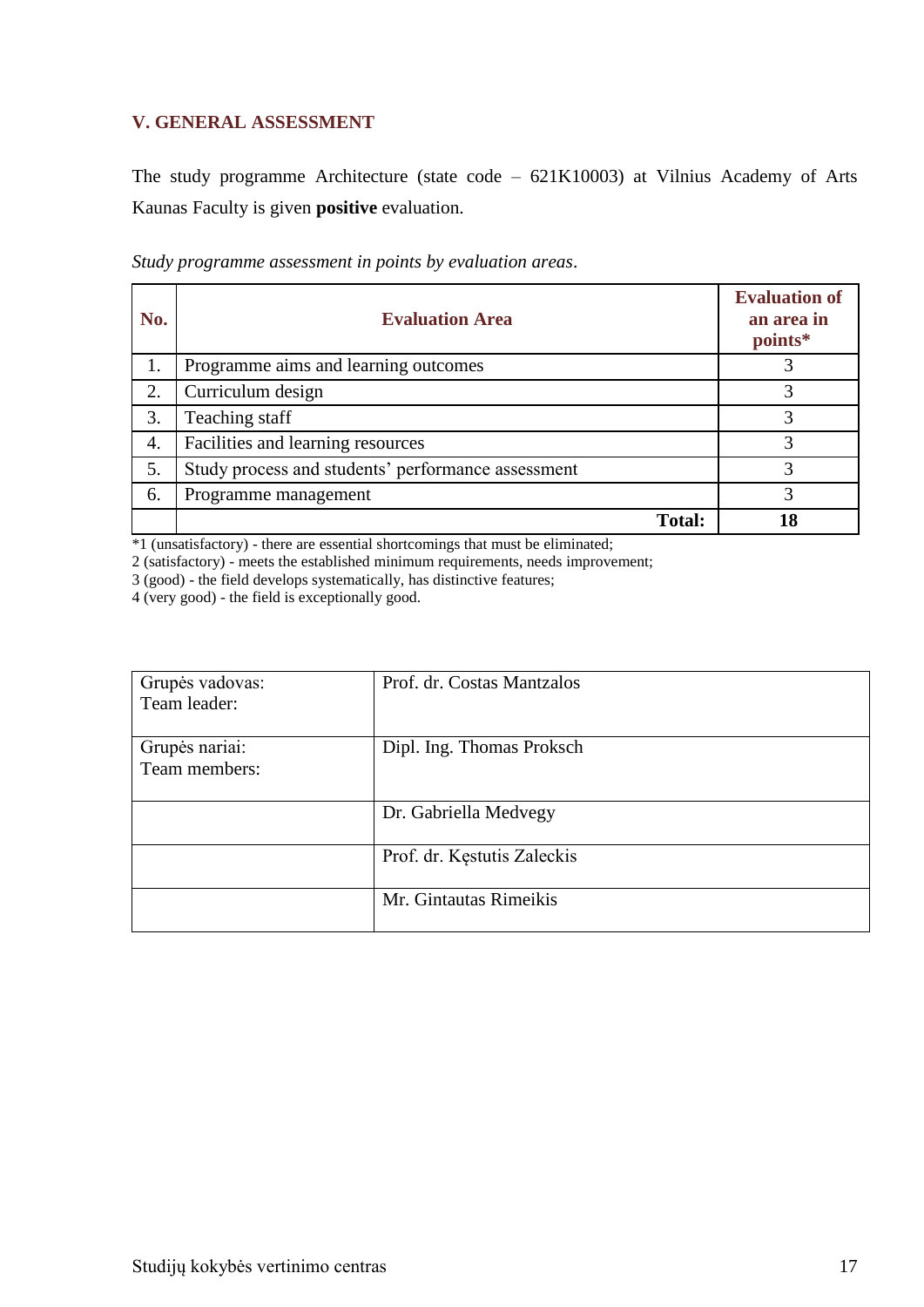## V. GENERAL ASSESSMENT

The study programme Architecture (state code – 621K10003) at Vilnius Academy of Arts Kaunas Faculty is given **positive** evaluation.

*Study programme assessment in points by evaluation areas*.

| No. | Evaluation Area | Evaluation of an area in points* |
|---|---|---|
| 1. | Programme aims and learning outcomes | 3 |
| 2. | Curriculum design | 3 |
| 3. | Teaching staff | 3 |
| 4. | Facilities and learning resources | 3 |
| 5. | Study process and students' performance assessment | 3 |
| 6. | Programme management | 3 |
| | **Total:** | **18** |

*1 (unsatisfactory) - there are essential shortcomings that must be eliminated;
2 (satisfactory) - meets the established minimum requirements, needs improvement;
3 (good) - the field develops systematically, has distinctive features;
4 (very good) - the field is exceptionally good.

| | |
|---|---|
| Grupės vadovas:<br>Team leader: | Prof. dr. Costas Mantzalos |
| Grupės nariai:<br>Team members: | Dipl. Ing. Thomas Proksch |
| | Dr. Gabriella Medvegy |
| | Prof. dr. Kęstutis Zaleckis |
| | Mr. Gintautas Rimeikis |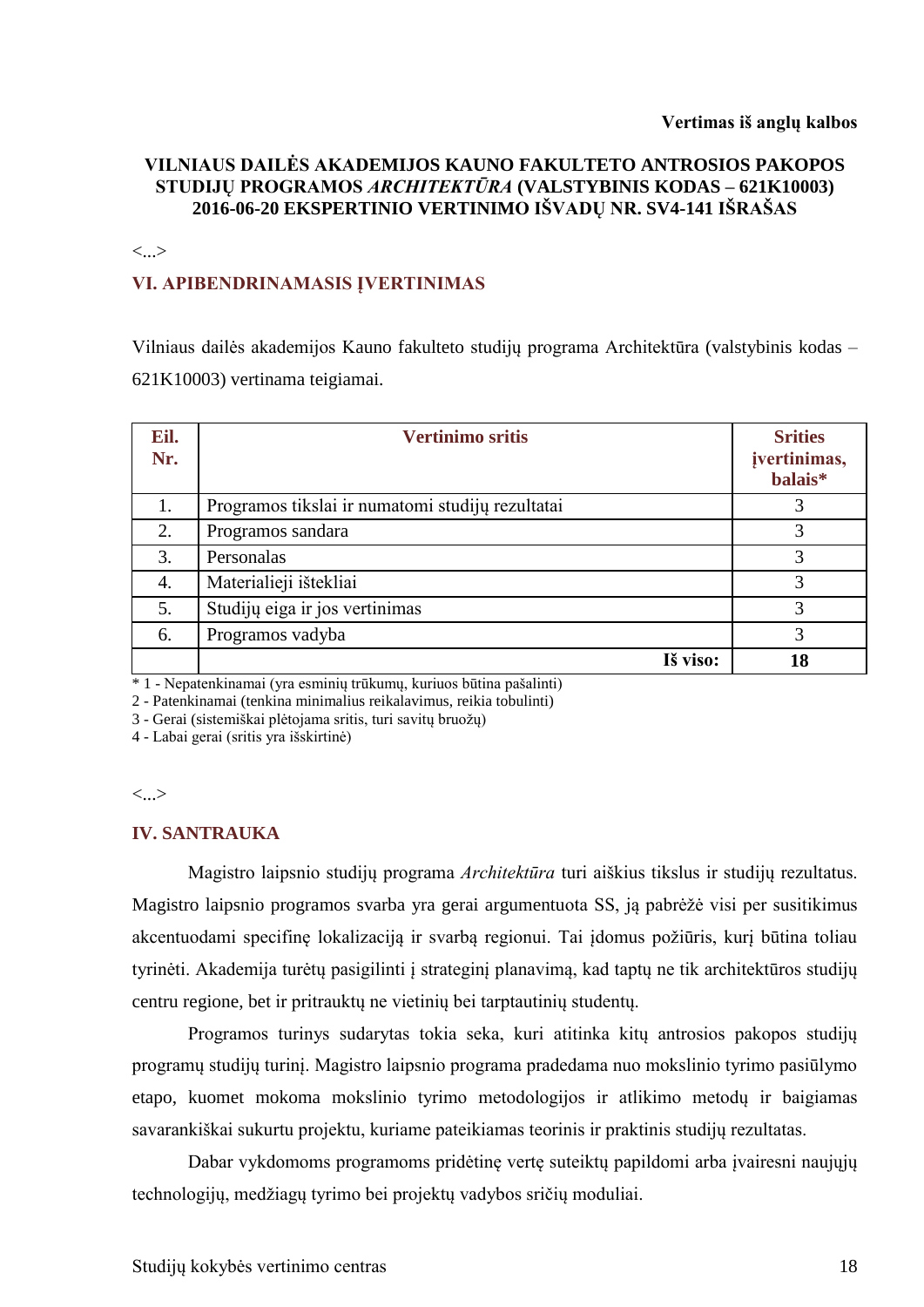**Vertimas iš anglų kalbos**

**VILNIAUS DAILĖS AKADEMIJOS KAUNO FAKULTETO ANTROSIOS PAKOPOS STUDIJŲ PROGRAMOS *ARCHITEKTŪRA* (VALSTYBINIS KODAS – 621K10003) 2016-06-20 EKSPERTINIO VERTINIMO IŠVADŲ NR. SV4-141 IŠRAŠAS**

<...>

## VI. APIBENDRINAMASIS ĮVERTINIMAS

Vilniaus dailės akademijos Kauno fakulteto studijų programa Architektūra (valstybinis kodas – 621K10003) vertinama teigiamai.

| Eil. Nr. | Vertinimo sritis | Srities įvertinimas, balais* |
|---|---|---|
| 1. | Programos tikslai ir numatomi studijų rezultatai | 3 |
| 2. | Programos sandara | 3 |
| 3. | Personalas | 3 |
| 4. | Materialieji ištekliai | 3 |
| 5. | Studijų eiga ir jos vertinimas | 3 |
| 6. | Programos vadyba | 3 |
| | **Iš viso:** | **18** |

* 1 - Nepatenkinamai (yra esminių trūkumų, kuriuos būtina pašalinti)
2 - Patenkinamai (tenkina minimalius reikalavimus, reikia tobulinti)
3 - Gerai (sistemiškai plėtojama sritis, turi savitų bruožų)
4 - Labai gerai (sritis yra išskirtinė)

<...>

## IV. SANTRAUKA

Magistro laipsnio studijų programa *Architektūra* turi aiškius tikslus ir studijų rezultatus. Magistro laipsnio programos svarba yra gerai argumentuota SS, ją pabrėžė visi per susitikimus akcentuodami specifinę lokalizaciją ir svarbą regionui. Tai įdomus požiūris, kurį būtina toliau tyrinėti. Akademija turėtų pasigilinti į strateginį planavimą, kad taptų ne tik architektūros studijų centru regione, bet ir pritrauktų ne vietinių bei tarptautinių studentų.

Programos turinys sudarytas tokia seka, kuri atitinka kitų antrosios pakopos studijų programų studijų turinį. Magistro laipsnio programa pradedama nuo mokslinio tyrimo pasiūlymo etapo, kuomet mokoma mokslinio tyrimo metodologijos ir atlikimo metodų ir baigiamas savarankiškai sukurtu projektu, kuriame pateikiamas teorinis ir praktinis studijų rezultatas.

Dabar vykdomoms programoms pridėtinę vertę suteiktų papildomi arba įvairesni naujųjų technologijų, medžiagų tyrimo bei projektų vadybos sričių moduliai.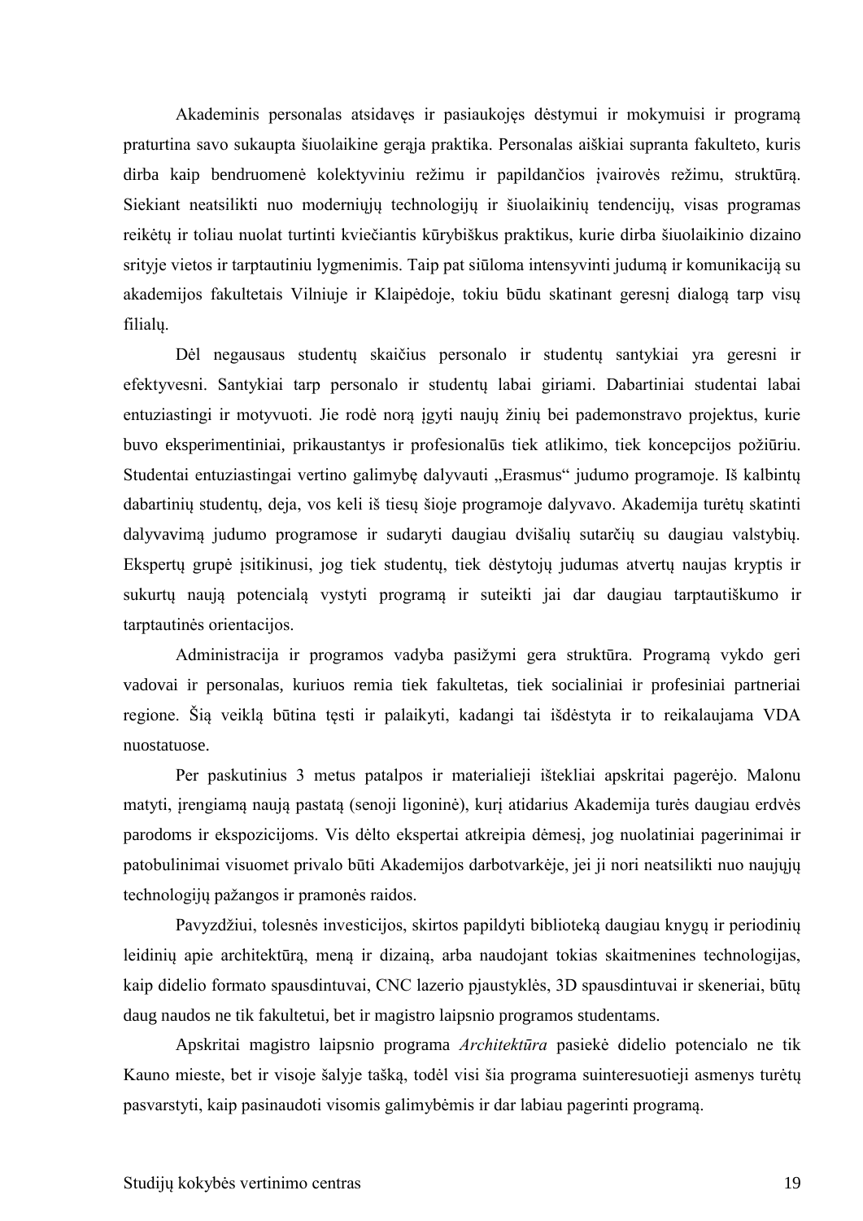Akademinis personalas atsidavęs ir pasiaukojęs dėstymui ir mokymuisi ir programą praturtina savo sukaupta šiuolaikine gerąja praktika. Personalas aiškiai supranta fakulteto, kuris dirba kaip bendruomenė kolektyviniu režimu ir papildančios įvairovės režimu, struktūrą. Siekiant neatsilikti nuo moderniųjų technologijų ir šiuolaikinių tendencijų, visas programas reikėtų ir toliau nuolat turtinti kviečiantis kūrybiškus praktikus, kurie dirba šiuolaikinio dizaino srityje vietos ir tarptautiniu lygmenimis. Taip pat siūloma intensyvinti judumą ir komunikaciją su akademijos fakultetais Vilniuje ir Klaipėdoje, tokiu būdu skatinant geresnį dialogą tarp visų filialų.

Dėl negausaus studentų skaičius personalo ir studentų santykiai yra geresni ir efektyvesni. Santykiai tarp personalo ir studentų labai giriami. Dabartiniai studentai labai entuziastingi ir motyvuoti. Jie rodė norą įgyti naujų žinių bei pademonstravo projektus, kurie buvo eksperimentiniai, prikaustantys ir profesionalūs tiek atlikimo, tiek koncepcijos požiūriu. Studentai entuziastingai vertino galimybę dalyvauti „Erasmus“ judumo programoje. Iš kalbintų dabartinių studentų, deja, vos keli iš tiesų šioje programoje dalyvavo. Akademija turėtų skatinti dalyvavimą judumo programose ir sudaryti daugiau dvišalių sutarčių su daugiau valstybių. Ekspertų grupė įsitikinusi, jog tiek studentų, tiek dėstytojų judumas atvertų naujas kryptis ir sukurtų naują potencialą vystyti programą ir suteikti jai dar daugiau tarptautiškumo ir tarptautinės orientacijos.

Administracija ir programos vadyba pasižymi gera struktūra. Programą vykdo geri vadovai ir personalas, kuriuos remia tiek fakultetas, tiek socialiniai ir profesiniai partneriai regione. Šią veiklą būtina tęsti ir palaikyti, kadangi tai išdėstyta ir to reikalaujama VDA nuostatuose.

Per paskutinius 3 metus patalpos ir materialieji ištekliai apskritai pagerėjo. Malonu matyti, įrengiamą naują pastatą (senoji ligoninė), kurį atidarius Akademija turės daugiau erdvės parodoms ir ekspozicijoms. Vis dėlto ekspertai atkreipia dėmesį, jog nuolatiniai pagerinimai ir patobulinimai visuomet privalo būti Akademijos darbotvarkėje, jei ji nori neatsilikti nuo naujųjų technologijų pažangos ir pramonės raidos.

Pavyzdžiui, tolesnės investicijos, skirtos papildyti biblioteką daugiau knygų ir periodinių leidinių apie architektūrą, meną ir dizainą, arba naudojant tokias skaitmenines technologijas, kaip didelio formato spausdintuvai, CNC lazerio pjaustyklės, 3D spausdintuvai ir skeneriai, būtų daug naudos ne tik fakultetui, bet ir magistro laipsnio programos studentams.

Apskritai magistro laipsnio programa *Architektūra* pasiekė didelio potencialo ne tik Kauno mieste, bet ir visoje šalyje tašką, todėl visi šia programa suinteresuotieji asmenys turėtų pasvarstyti, kaip pasinaudoti visomis galimybėmis ir dar labiau pagerinti programą.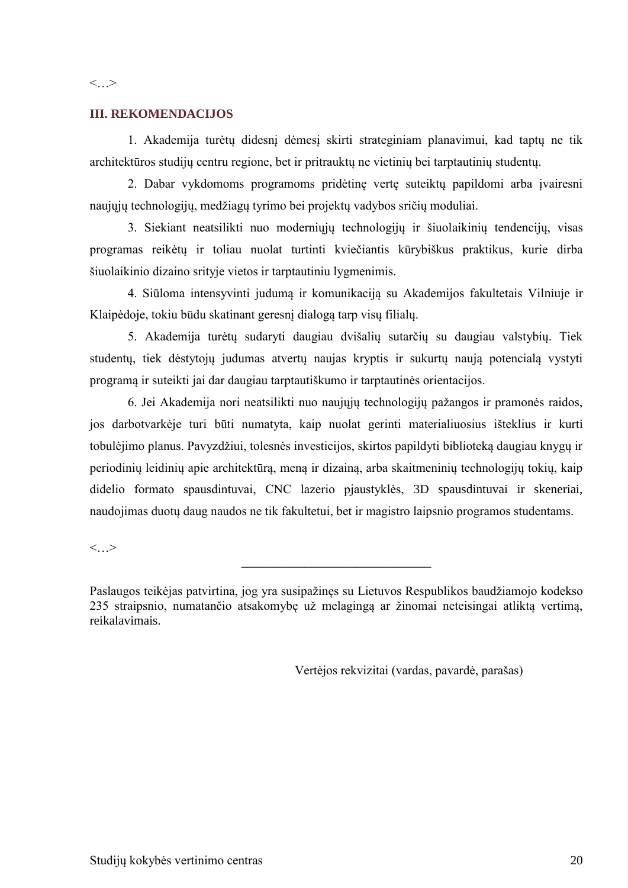<…>

## III. REKOMENDACIJOS

1. Akademija turėtų didesnį dėmesį skirti strateginiam planavimui, kad taptų ne tik architektūros studijų centru regione, bet ir pritrauktų ne vietinių bei tarptautinių studentų.

2. Dabar vykdomoms programoms pridėtinę vertę suteiktų papildomi arba įvairesni naujųjų technologijų, medžiagų tyrimo bei projektų vadybos sričių moduliai.

3. Siekiant neatsilikti nuo moderniųjų technologijų ir šiuolaikinių tendencijų, visas programas reikėtų ir toliau nuolat turtinti kviečiantis kūrybiškus praktikus, kurie dirba šiuolaikinio dizaino srityje vietos ir tarptautiniu lygmenimis.

4. Siūloma intensyvinti judumą ir komunikaciją su Akademijos fakultetais Vilniuje ir Klaipėdoje, tokiu būdu skatinant geresnį dialogą tarp visų filialų.

5. Akademija turėtų sudaryti daugiau dvišalių sutarčių su daugiau valstybių. Tiek studentų, tiek dėstytojų judumas atvertų naujas kryptis ir sukurtų naują potencialą vystyti programą ir suteikti jai dar daugiau tarptautiškumo ir tarptautinės orientacijos.

6. Jei Akademija nori neatsilikti nuo naujųjų technologijų pažangos ir pramonės raidos, jos darbotvarkėje turi būti numatyta, kaip nuolat gerinti materialiuosius išteklius ir kurti tobulėjimo planus. Pavyzdžiui, tolesnės investicijos, skirtos papildyti biblioteką daugiau knygų ir periodinių leidinių apie architektūrą, meną ir dizainą, arba skaitmeninių technologijų tokių, kaip didelio formato spausdintuvai, CNC lazerio pjaustyklės, 3D spausdintuvai ir skeneriai, naudojimas duotų daug naudos ne tik fakultetui, bet ir magistro laipsnio programos studentams.

<…>

______________________________

Paslaugos teikėjas patvirtina, jog yra susipažinęs su Lietuvos Respublikos baudžiamojo kodekso 235 straipsnio, numatančio atsakomybę už melagingą ar žinomai neteisingai atliktą vertimą, reikalavimais.

Vertėjos rekvizitai (vardas, pavardė, parašas)